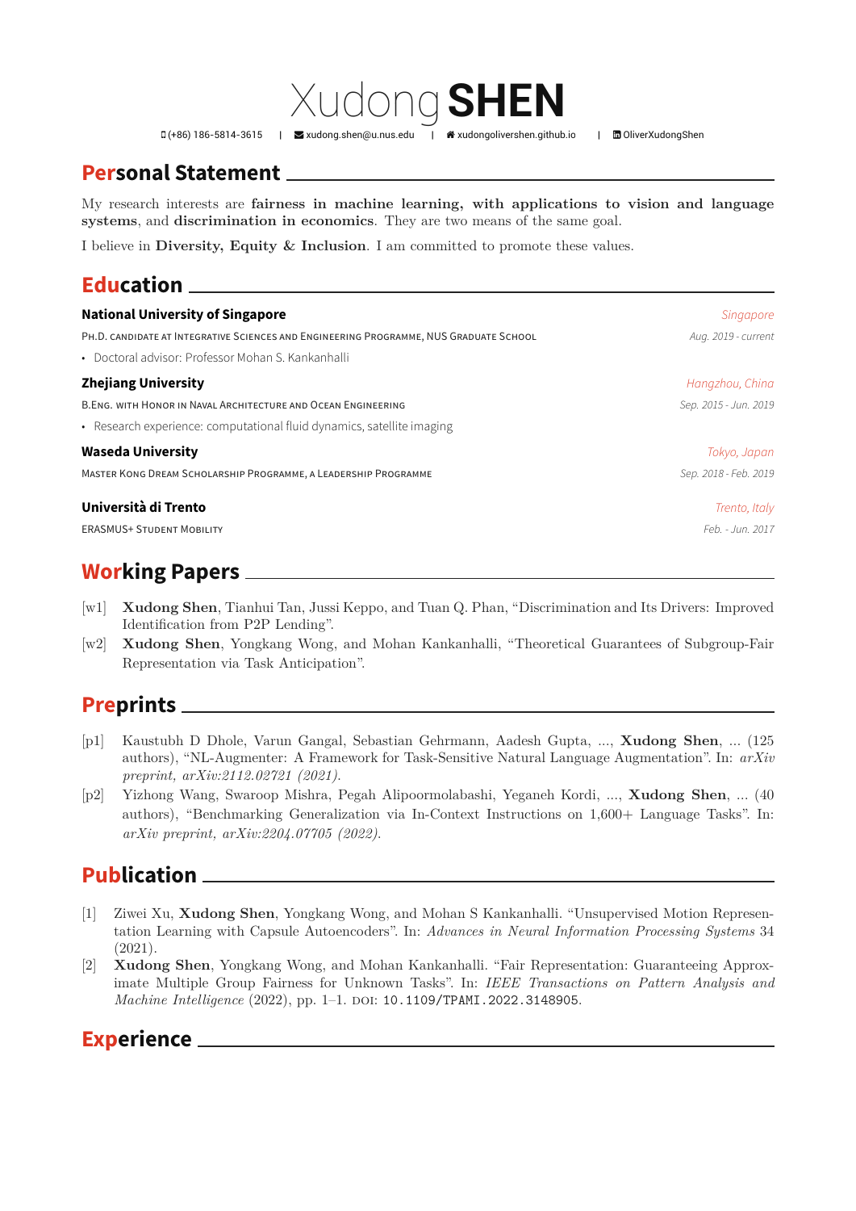# Xudong **SHEN**

(+86) 186-5814-3615 | xudong.shen@u.nus.edu | xudongolivershen.github.io | OliverXudongShen

## Personal Statement

My research interests are **fairness in machine learning, with applications to vision and language systems**, and **discrimination in economics**. They are two means of the same goal.

I believe in **Diversity, Equity & Inclusion**. I am committed to promote these values.

## Education

**National University of Singapore** — *Singapore*

PH.D. CANDIDATE AT INTEGRATIVE SCIENCES AND ENGINEERING PROGRAMME, NUS GRADUATE SCHOOL — *Aug. 2019 - current*

- Doctoral advisor: Professor Mohan S. Kankanhalli

**Zhejiang University** — *Hangzhou, China*

B.ENG. WITH HONOR IN NAVAL ARCHITECTURE AND OCEAN ENGINEERING — *Sep. 2015 - Jun. 2019*

- Research experience: computational fluid dynamics, satellite imaging

**Waseda University** — *Tokyo, Japan*

MASTER KONG DREAM SCHOLARSHIP PROGRAMME, A LEADERSHIP PROGRAMME — *Sep. 2018 - Feb. 2019*

**Università di Trento** — *Trento, Italy*

ERASMUS+ STUDENT MOBILITY — *Feb. - Jun. 2017*

## Working Papers

[w1] **Xudong Shen**, Tianhui Tan, Jussi Keppo, and Tuan Q. Phan, "Discrimination and Its Drivers: Improved Identification from P2P Lending".

[w2] **Xudong Shen**, Yongkang Wong, and Mohan Kankanhalli, "Theoretical Guarantees of Subgroup-Fair Representation via Task Anticipation".

## Preprints

[p1] Kaustubh D Dhole, Varun Gangal, Sebastian Gehrmann, Aadesh Gupta, ..., **Xudong Shen**, ... (125 authors), "NL-Augmenter: A Framework for Task-Sensitive Natural Language Augmentation". In: *arXiv preprint, arXiv:2112.02721 (2021).*

[p2] Yizhong Wang, Swaroop Mishra, Pegah Alipoormolabashi, Yeganeh Kordi, ..., **Xudong Shen**, ... (40 authors), "Benchmarking Generalization via In-Context Instructions on 1,600+ Language Tasks". In: *arXiv preprint, arXiv:2204.07705 (2022).*

## Publication

[1] Ziwei Xu, **Xudong Shen**, Yongkang Wong, and Mohan S Kankanhalli. "Unsupervised Motion Representation Learning with Capsule Autoencoders". In: *Advances in Neural Information Processing Systems* 34 (2021).

[2] **Xudong Shen**, Yongkang Wong, and Mohan Kankanhalli. "Fair Representation: Guaranteeing Approximate Multiple Group Fairness for Unknown Tasks". In: *IEEE Transactions on Pattern Analysis and Machine Intelligence* (2022), pp. 1–1. DOI: 10.1109/TPAMI.2022.3148905.

## Experience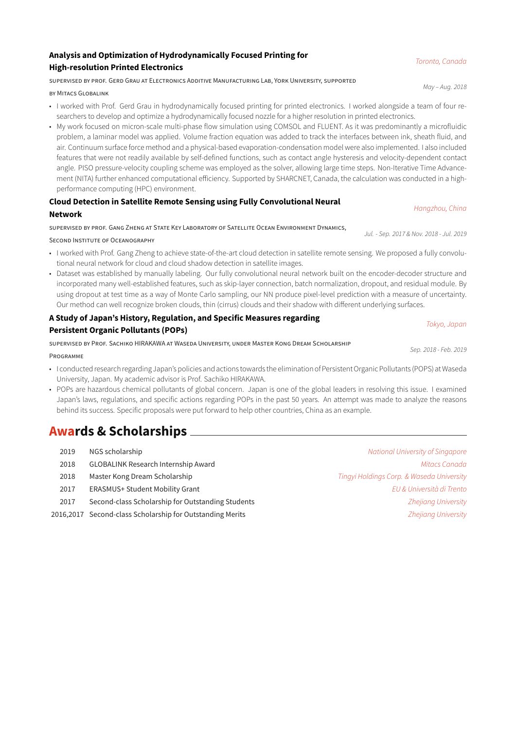### Analysis and Optimization of Hydrodynamically Focused Printing for High-resolution Printed Electronics

*Toronto, Canada*

SUPERVISED BY PROF. GERD GRAU AT ELECTRONICS ADDITIVE MANUFACTURING LAB, YORK UNIVERSITY, SUPPORTED BY MITACS GLOBALINK

*May – Aug. 2018*

- I worked with Prof. Gerd Grau in hydrodynamically focused printing for printed electronics. I worked alongside a team of four researchers to develop and optimize a hydrodynamically focused nozzle for a higher resolution in printed electronics.
- My work focused on micron-scale multi-phase flow simulation using COMSOL and FLUENT. As it was predominantly a microfluidic problem, a laminar model was applied. Volume fraction equation was added to track the interfaces between ink, sheath fluid, and air. Continuum surface force method and a physical-based evaporation-condensation model were also implemented. I also included features that were not readily available by self-defined functions, such as contact angle hysteresis and velocity-dependent contact angle. PISO pressure-velocity coupling scheme was employed as the solver, allowing large time steps. Non-Iterative Time Advancement (NITA) further enhanced computational efficiency. Supported by SHARCNET, Canada, the calculation was conducted in a high-performance computing (HPC) environment.

### Cloud Detection in Satellite Remote Sensing using Fully Convolutional Neural Network

*Hangzhou, China*

SUPERVISED BY PROF. GANG ZHENG AT STATE KEY LABORATORY OF SATELLITE OCEAN ENVIRONMENT DYNAMICS, SECOND INSTITUTE OF OCEANOGRAPHY

*Jul. - Sep. 2017 & Nov. 2018 - Jul. 2019*

- I worked with Prof. Gang Zheng to achieve state-of-the-art cloud detection in satellite remote sensing. We proposed a fully convolutional neural network for cloud and cloud shadow detection in satellite images.
- Dataset was established by manually labeling. Our fully convolutional neural network built on the encoder-decoder structure and incorporated many well-established features, such as skip-layer connection, batch normalization, dropout, and residual module. By using dropout at test time as a way of Monte Carlo sampling, our NN produce pixel-level prediction with a measure of uncertainty. Our method can well recognize broken clouds, thin (cirrus) clouds and their shadow with different underlying surfaces.

### A Study of Japan's History, Regulation, and Specific Measures regarding Persistent Organic Pollutants (POPs)

*Tokyo, Japan*

SUPERVISED BY PROF. SACHIKO HIRAKAWA AT WASEDA UNIVERSITY, UNDER MASTER KONG DREAM SCHOLARSHIP PROGRAMME

*Sep. 2018 - Feb. 2019*

- I conducted research regarding Japan's policies and actions towards the elimination of Persistent Organic Pollutants (POPS) at Waseda University, Japan. My academic advisor is Prof. Sachiko HIRAKAWA.
- POPs are hazardous chemical pollutants of global concern. Japan is one of the global leaders in resolving this issue. I examined Japan's laws, regulations, and specific actions regarding POPs in the past 50 years. An attempt was made to analyze the reasons behind its success. Specific proposals were put forward to help other countries, China as an example.

## Awards & Scholarships

| | | |
|---|---|---|
| 2019 | NGS scholarship | *National University of Singapore* |
| 2018 | GLOBALINK Research Internship Award | *Mitacs Canada* |
| 2018 | Master Kong Dream Scholarship | *Tingyi Holdings Corp. & Waseda University* |
| 2017 | ERASMUS+ Student Mobility Grant | *EU & Università di Trento* |
| 2017 | Second-class Scholarship for Outstanding Students | *Zhejiang University* |
| 2016,2017 | Second-class Scholarship for Outstanding Merits | *Zhejiang University* |